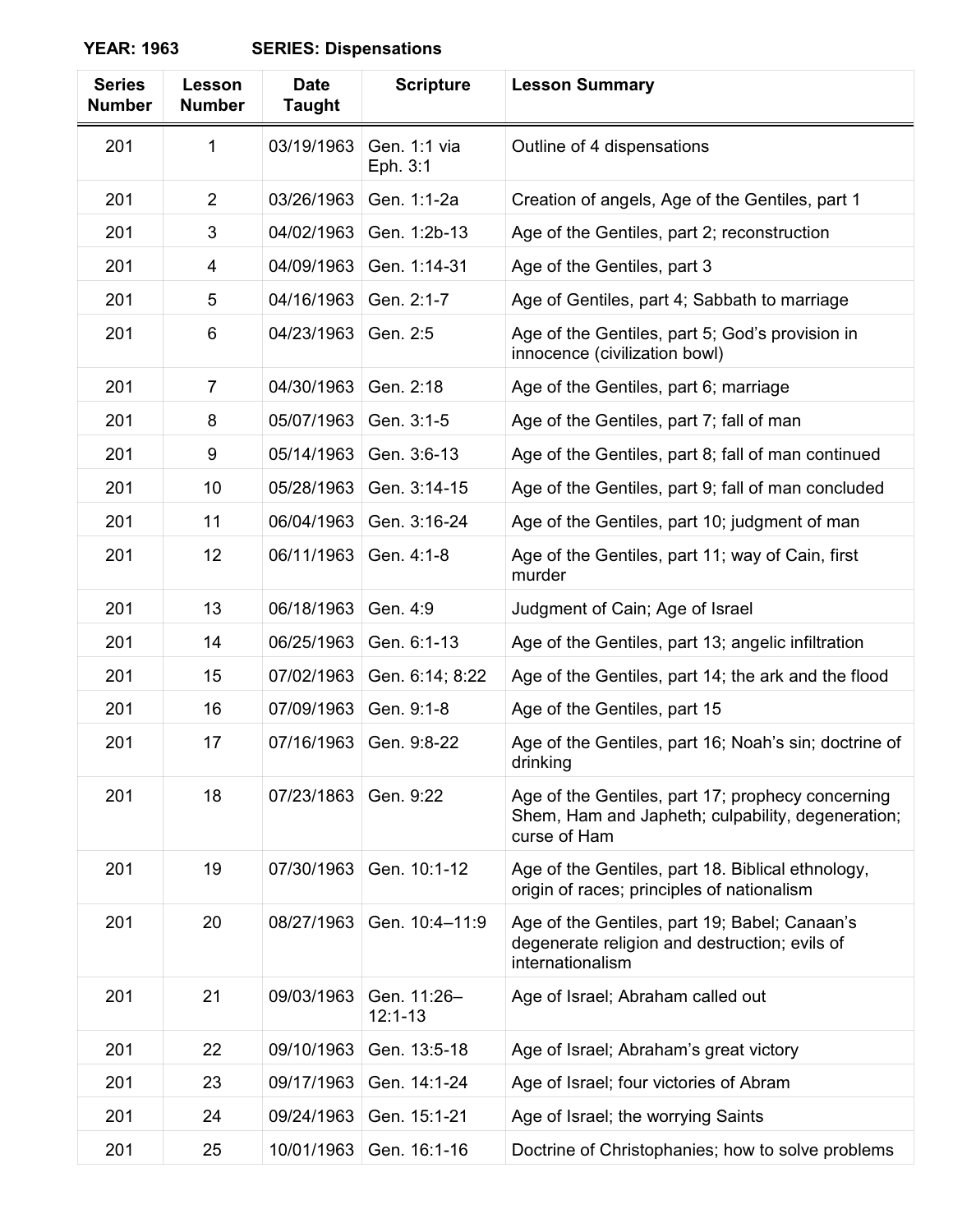**YEAR: 1963 SERIES: Dispensations**

| Series Number | Lesson Number | Date Taught | Scripture | Lesson Summary |
|---|---|---|---|---|
| 201 | 1 | 03/19/1963 | Gen. 1:1 via Eph. 3:1 | Outline of 4 dispensations |
| 201 | 2 | 03/26/1963 | Gen. 1:1-2a | Creation of angels, Age of the Gentiles, part 1 |
| 201 | 3 | 04/02/1963 | Gen. 1:2b-13 | Age of the Gentiles, part 2; reconstruction |
| 201 | 4 | 04/09/1963 | Gen. 1:14-31 | Age of the Gentiles, part 3 |
| 201 | 5 | 04/16/1963 | Gen. 2:1-7 | Age of Gentiles, part 4; Sabbath to marriage |
| 201 | 6 | 04/23/1963 | Gen. 2:5 | Age of the Gentiles, part 5; God's provision in innocence (civilization bowl) |
| 201 | 7 | 04/30/1963 | Gen. 2:18 | Age of the Gentiles, part 6; marriage |
| 201 | 8 | 05/07/1963 | Gen. 3:1-5 | Age of the Gentiles, part 7; fall of man |
| 201 | 9 | 05/14/1963 | Gen. 3:6-13 | Age of the Gentiles, part 8; fall of man continued |
| 201 | 10 | 05/28/1963 | Gen. 3:14-15 | Age of the Gentiles, part 9; fall of man concluded |
| 201 | 11 | 06/04/1963 | Gen. 3:16-24 | Age of the Gentiles, part 10; judgment of man |
| 201 | 12 | 06/11/1963 | Gen. 4:1-8 | Age of the Gentiles, part 11; way of Cain, first murder |
| 201 | 13 | 06/18/1963 | Gen. 4:9 | Judgment of Cain; Age of Israel |
| 201 | 14 | 06/25/1963 | Gen. 6:1-13 | Age of the Gentiles, part 13; angelic infiltration |
| 201 | 15 | 07/02/1963 | Gen. 6:14; 8:22 | Age of the Gentiles, part 14; the ark and the flood |
| 201 | 16 | 07/09/1963 | Gen. 9:1-8 | Age of the Gentiles, part 15 |
| 201 | 17 | 07/16/1963 | Gen. 9:8-22 | Age of the Gentiles, part 16; Noah's sin; doctrine of drinking |
| 201 | 18 | 07/23/1863 | Gen. 9:22 | Age of the Gentiles, part 17; prophecy concerning Shem, Ham and Japheth; culpability, degeneration; curse of Ham |
| 201 | 19 | 07/30/1963 | Gen. 10:1-12 | Age of the Gentiles, part 18. Biblical ethnology, origin of races; principles of nationalism |
| 201 | 20 | 08/27/1963 | Gen. 10:4–11:9 | Age of the Gentiles, part 19; Babel; Canaan's degenerate religion and destruction; evils of internationalism |
| 201 | 21 | 09/03/1963 | Gen. 11:26–12:1-13 | Age of Israel; Abraham called out |
| 201 | 22 | 09/10/1963 | Gen. 13:5-18 | Age of Israel; Abraham's great victory |
| 201 | 23 | 09/17/1963 | Gen. 14:1-24 | Age of Israel; four victories of Abram |
| 201 | 24 | 09/24/1963 | Gen. 15:1-21 | Age of Israel; the worrying Saints |
| 201 | 25 | 10/01/1963 | Gen. 16:1-16 | Doctrine of Christophanies; how to solve problems |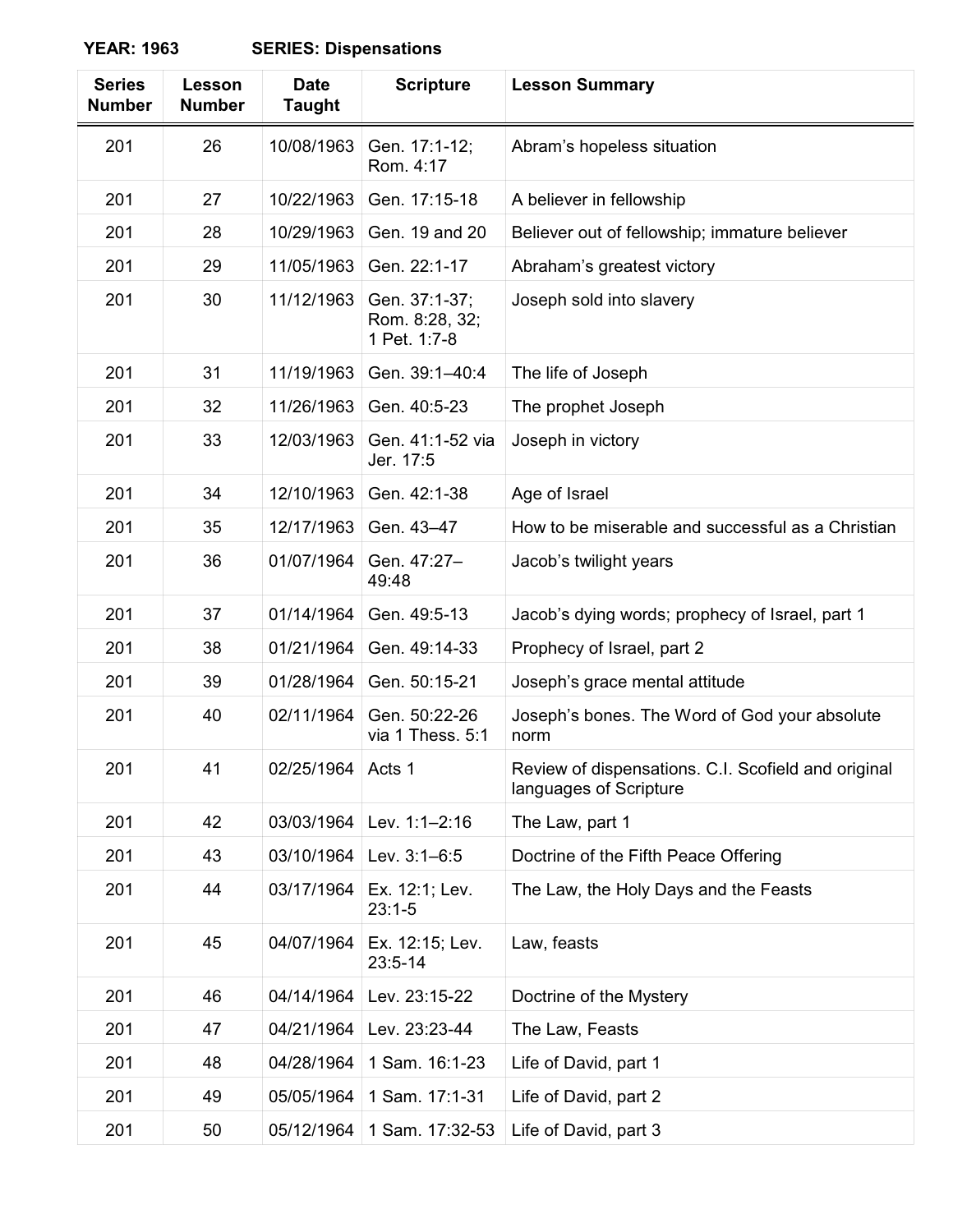**YEAR: 1963 SERIES: Dispensations**

| Series Number | Lesson Number | Date Taught | Scripture | Lesson Summary |
|---|---|---|---|---|
| 201 | 26 | 10/08/1963 | Gen. 17:1-12; Rom. 4:17 | Abram's hopeless situation |
| 201 | 27 | 10/22/1963 | Gen. 17:15-18 | A believer in fellowship |
| 201 | 28 | 10/29/1963 | Gen. 19 and 20 | Believer out of fellowship; immature believer |
| 201 | 29 | 11/05/1963 | Gen. 22:1-17 | Abraham's greatest victory |
| 201 | 30 | 11/12/1963 | Gen. 37:1-37; Rom. 8:28, 32; 1 Pet. 1:7-8 | Joseph sold into slavery |
| 201 | 31 | 11/19/1963 | Gen. 39:1–40:4 | The life of Joseph |
| 201 | 32 | 11/26/1963 | Gen. 40:5-23 | The prophet Joseph |
| 201 | 33 | 12/03/1963 | Gen. 41:1-52 via Jer. 17:5 | Joseph in victory |
| 201 | 34 | 12/10/1963 | Gen. 42:1-38 | Age of Israel |
| 201 | 35 | 12/17/1963 | Gen. 43–47 | How to be miserable and successful as a Christian |
| 201 | 36 | 01/07/1964 | Gen. 47:27–49:48 | Jacob's twilight years |
| 201 | 37 | 01/14/1964 | Gen. 49:5-13 | Jacob's dying words; prophecy of Israel, part 1 |
| 201 | 38 | 01/21/1964 | Gen. 49:14-33 | Prophecy of Israel, part 2 |
| 201 | 39 | 01/28/1964 | Gen. 50:15-21 | Joseph's grace mental attitude |
| 201 | 40 | 02/11/1964 | Gen. 50:22-26 via 1 Thess. 5:1 | Joseph's bones. The Word of God your absolute norm |
| 201 | 41 | 02/25/1964 | Acts 1 | Review of dispensations. C.I. Scofield and original languages of Scripture |
| 201 | 42 | 03/03/1964 | Lev. 1:1–2:16 | The Law, part 1 |
| 201 | 43 | 03/10/1964 | Lev. 3:1–6:5 | Doctrine of the Fifth Peace Offering |
| 201 | 44 | 03/17/1964 | Ex. 12:1; Lev. 23:1-5 | The Law, the Holy Days and the Feasts |
| 201 | 45 | 04/07/1964 | Ex. 12:15; Lev. 23:5-14 | Law, feasts |
| 201 | 46 | 04/14/1964 | Lev. 23:15-22 | Doctrine of the Mystery |
| 201 | 47 | 04/21/1964 | Lev. 23:23-44 | The Law, Feasts |
| 201 | 48 | 04/28/1964 | 1 Sam. 16:1-23 | Life of David, part 1 |
| 201 | 49 | 05/05/1964 | 1 Sam. 17:1-31 | Life of David, part 2 |
| 201 | 50 | 05/12/1964 | 1 Sam. 17:32-53 | Life of David, part 3 |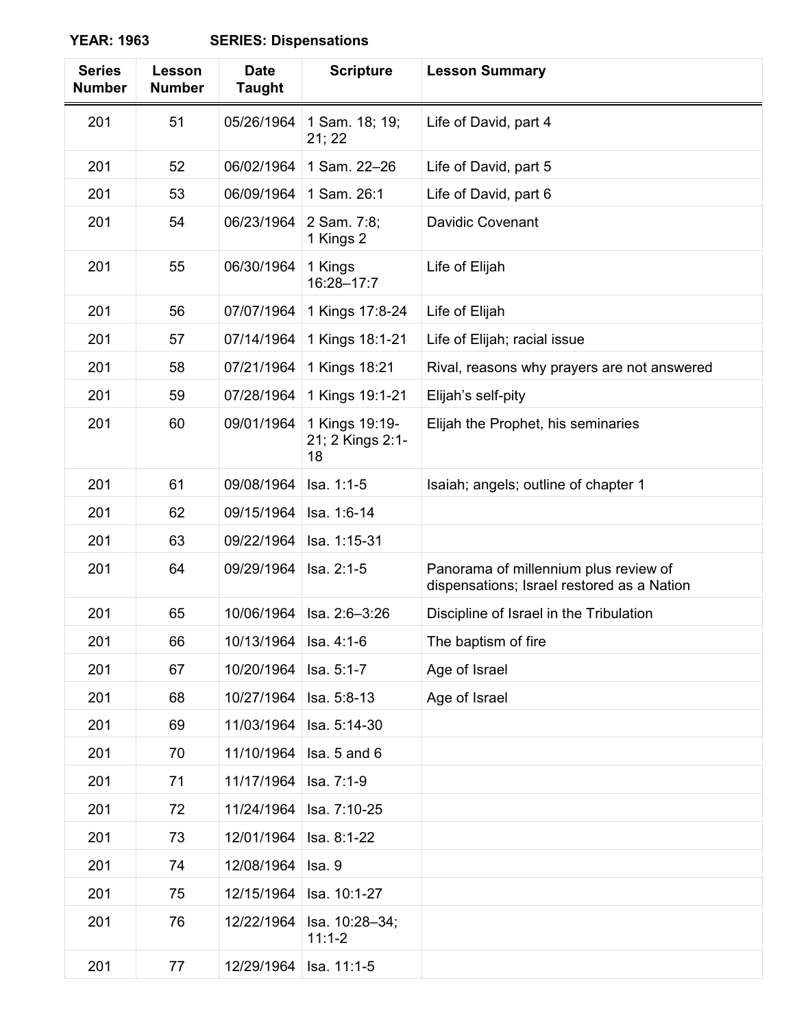**YEAR: 1963 SERIES: Dispensations**

| Series Number | Lesson Number | Date Taught | Scripture | Lesson Summary |
|---|---|---|---|---|
| 201 | 51 | 05/26/1964 | 1 Sam. 18; 19; 21; 22 | Life of David, part 4 |
| 201 | 52 | 06/02/1964 | 1 Sam. 22–26 | Life of David, part 5 |
| 201 | 53 | 06/09/1964 | 1 Sam. 26:1 | Life of David, part 6 |
| 201 | 54 | 06/23/1964 | 2 Sam. 7:8; 1 Kings 2 | Davidic Covenant |
| 201 | 55 | 06/30/1964 | 1 Kings 16:28–17:7 | Life of Elijah |
| 201 | 56 | 07/07/1964 | 1 Kings 17:8-24 | Life of Elijah |
| 201 | 57 | 07/14/1964 | 1 Kings 18:1-21 | Life of Elijah; racial issue |
| 201 | 58 | 07/21/1964 | 1 Kings 18:21 | Rival, reasons why prayers are not answered |
| 201 | 59 | 07/28/1964 | 1 Kings 19:1-21 | Elijah's self-pity |
| 201 | 60 | 09/01/1964 | 1 Kings 19:19-21; 2 Kings 2:1-18 | Elijah the Prophet, his seminaries |
| 201 | 61 | 09/08/1964 | Isa. 1:1-5 | Isaiah; angels; outline of chapter 1 |
| 201 | 62 | 09/15/1964 | Isa. 1:6-14 | |
| 201 | 63 | 09/22/1964 | Isa. 1:15-31 | |
| 201 | 64 | 09/29/1964 | Isa. 2:1-5 | Panorama of millennium plus review of dispensations; Israel restored as a Nation |
| 201 | 65 | 10/06/1964 | Isa. 2:6–3:26 | Discipline of Israel in the Tribulation |
| 201 | 66 | 10/13/1964 | Isa. 4:1-6 | The baptism of fire |
| 201 | 67 | 10/20/1964 | Isa. 5:1-7 | Age of Israel |
| 201 | 68 | 10/27/1964 | Isa. 5:8-13 | Age of Israel |
| 201 | 69 | 11/03/1964 | Isa. 5:14-30 | |
| 201 | 70 | 11/10/1964 | Isa. 5 and 6 | |
| 201 | 71 | 11/17/1964 | Isa. 7:1-9 | |
| 201 | 72 | 11/24/1964 | Isa. 7:10-25 | |
| 201 | 73 | 12/01/1964 | Isa. 8:1-22 | |
| 201 | 74 | 12/08/1964 | Isa. 9 | |
| 201 | 75 | 12/15/1964 | Isa. 10:1-27 | |
| 201 | 76 | 12/22/1964 | Isa. 10:28–34; 11:1-2 | |
| 201 | 77 | 12/29/1964 | Isa. 11:1-5 | |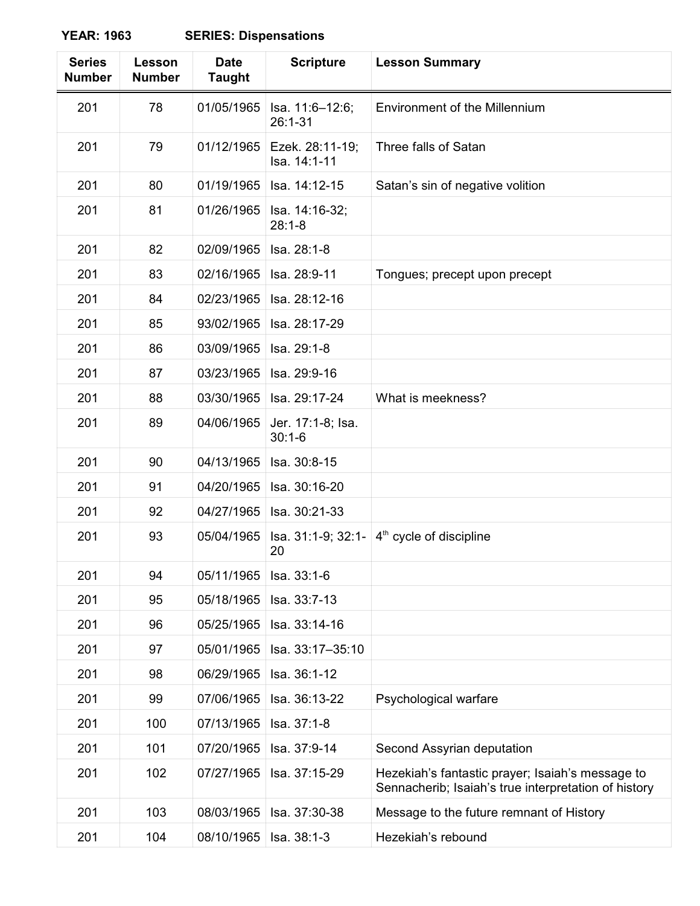**YEAR: 1963 SERIES: Dispensations**

| Series Number | Lesson Number | Date Taught | Scripture | Lesson Summary |
|---|---|---|---|---|
| 201 | 78 | 01/05/1965 | Isa. 11:6–12:6; 26:1-31 | Environment of the Millennium |
| 201 | 79 | 01/12/1965 | Ezek. 28:11-19; Isa. 14:1-11 | Three falls of Satan |
| 201 | 80 | 01/19/1965 | Isa. 14:12-15 | Satan's sin of negative volition |
| 201 | 81 | 01/26/1965 | Isa. 14:16-32; 28:1-8 | |
| 201 | 82 | 02/09/1965 | Isa. 28:1-8 | |
| 201 | 83 | 02/16/1965 | Isa. 28:9-11 | Tongues; precept upon precept |
| 201 | 84 | 02/23/1965 | Isa. 28:12-16 | |
| 201 | 85 | 93/02/1965 | Isa. 28:17-29 | |
| 201 | 86 | 03/09/1965 | Isa. 29:1-8 | |
| 201 | 87 | 03/23/1965 | Isa. 29:9-16 | |
| 201 | 88 | 03/30/1965 | Isa. 29:17-24 | What is meekness? |
| 201 | 89 | 04/06/1965 | Jer. 17:1-8; Isa. 30:1-6 | |
| 201 | 90 | 04/13/1965 | Isa. 30:8-15 | |
| 201 | 91 | 04/20/1965 | Isa. 30:16-20 | |
| 201 | 92 | 04/27/1965 | Isa. 30:21-33 | |
| 201 | 93 | 05/04/1965 | Isa. 31:1-9; 32:1-20 | 4th cycle of discipline |
| 201 | 94 | 05/11/1965 | Isa. 33:1-6 | |
| 201 | 95 | 05/18/1965 | Isa. 33:7-13 | |
| 201 | 96 | 05/25/1965 | Isa. 33:14-16 | |
| 201 | 97 | 05/01/1965 | Isa. 33:17–35:10 | |
| 201 | 98 | 06/29/1965 | Isa. 36:1-12 | |
| 201 | 99 | 07/06/1965 | Isa. 36:13-22 | Psychological warfare |
| 201 | 100 | 07/13/1965 | Isa. 37:1-8 | |
| 201 | 101 | 07/20/1965 | Isa. 37:9-14 | Second Assyrian deputation |
| 201 | 102 | 07/27/1965 | Isa. 37:15-29 | Hezekiah's fantastic prayer; Isaiah's message to Sennacherib; Isaiah's true interpretation of history |
| 201 | 103 | 08/03/1965 | Isa. 37:30-38 | Message to the future remnant of History |
| 201 | 104 | 08/10/1965 | Isa. 38:1-3 | Hezekiah's rebound |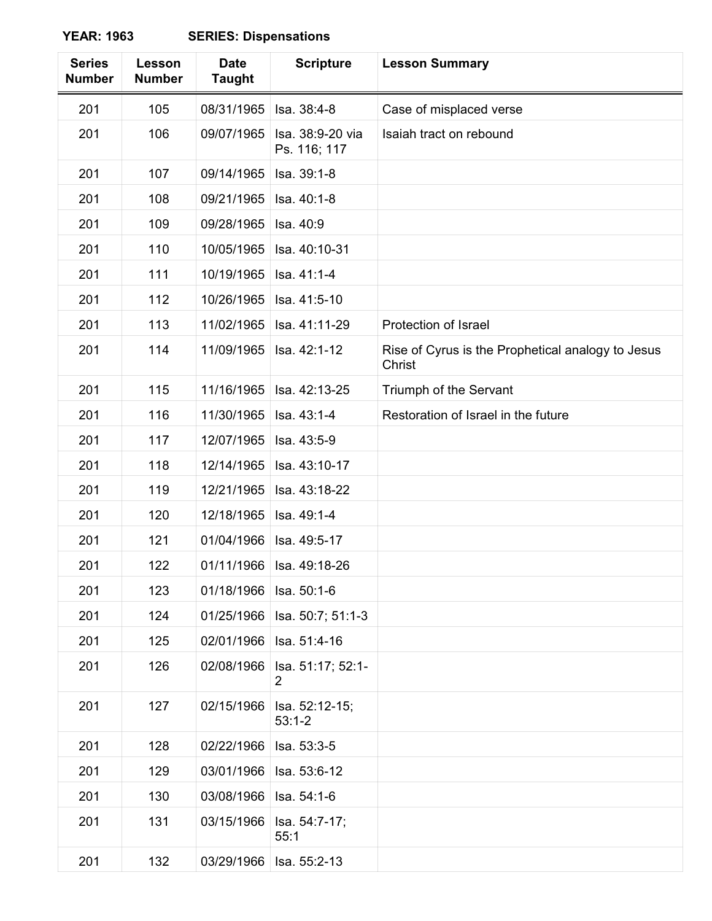**YEAR: 1963 SERIES: Dispensations**

| Series Number | Lesson Number | Date Taught | Scripture | Lesson Summary |
|---|---|---|---|---|
| 201 | 105 | 08/31/1965 | Isa. 38:4-8 | Case of misplaced verse |
| 201 | 106 | 09/07/1965 | Isa. 38:9-20 via Ps. 116; 117 | Isaiah tract on rebound |
| 201 | 107 | 09/14/1965 | Isa. 39:1-8 | |
| 201 | 108 | 09/21/1965 | Isa. 40:1-8 | |
| 201 | 109 | 09/28/1965 | Isa. 40:9 | |
| 201 | 110 | 10/05/1965 | Isa. 40:10-31 | |
| 201 | 111 | 10/19/1965 | Isa. 41:1-4 | |
| 201 | 112 | 10/26/1965 | Isa. 41:5-10 | |
| 201 | 113 | 11/02/1965 | Isa. 41:11-29 | Protection of Israel |
| 201 | 114 | 11/09/1965 | Isa. 42:1-12 | Rise of Cyrus is the Prophetical analogy to Jesus Christ |
| 201 | 115 | 11/16/1965 | Isa. 42:13-25 | Triumph of the Servant |
| 201 | 116 | 11/30/1965 | Isa. 43:1-4 | Restoration of Israel in the future |
| 201 | 117 | 12/07/1965 | Isa. 43:5-9 | |
| 201 | 118 | 12/14/1965 | Isa. 43:10-17 | |
| 201 | 119 | 12/21/1965 | Isa. 43:18-22 | |
| 201 | 120 | 12/18/1965 | Isa. 49:1-4 | |
| 201 | 121 | 01/04/1966 | Isa. 49:5-17 | |
| 201 | 122 | 01/11/1966 | Isa. 49:18-26 | |
| 201 | 123 | 01/18/1966 | Isa. 50:1-6 | |
| 201 | 124 | 01/25/1966 | Isa. 50:7; 51:1-3 | |
| 201 | 125 | 02/01/1966 | Isa. 51:4-16 | |
| 201 | 126 | 02/08/1966 | Isa. 51:17; 52:1-2 | |
| 201 | 127 | 02/15/1966 | Isa. 52:12-15; 53:1-2 | |
| 201 | 128 | 02/22/1966 | Isa. 53:3-5 | |
| 201 | 129 | 03/01/1966 | Isa. 53:6-12 | |
| 201 | 130 | 03/08/1966 | Isa. 54:1-6 | |
| 201 | 131 | 03/15/1966 | Isa. 54:7-17; 55:1 | |
| 201 | 132 | 03/29/1966 | Isa. 55:2-13 | |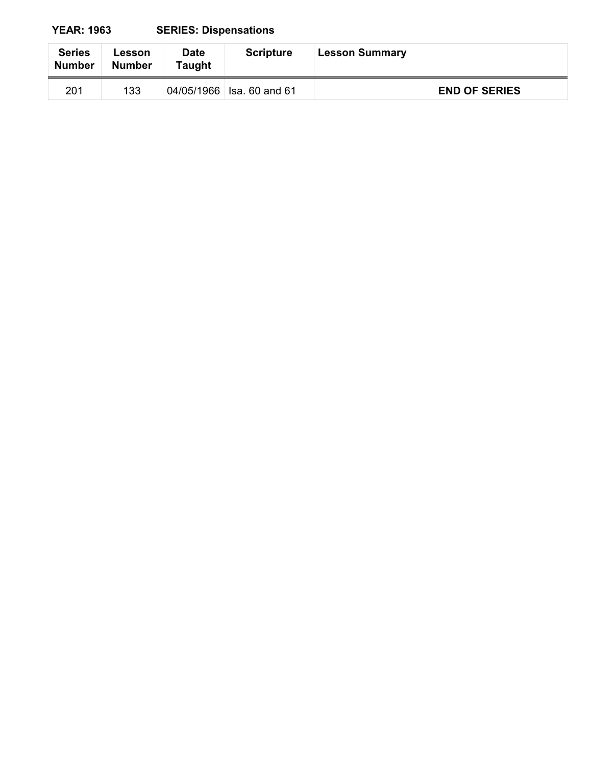**YEAR: 1963 SERIES: Dispensations**

| Series Number | Lesson Number | Date Taught | Scripture | Lesson Summary |
|---|---|---|---|---|
| 201 | 133 | 04/05/1966 | Isa. 60 and 61 | **END OF SERIES** |